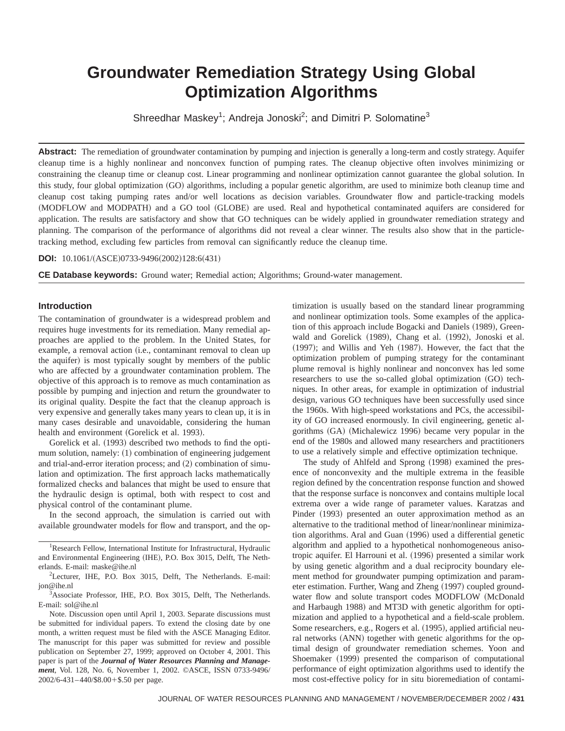# Groundwater Remediation Strategy Using Global Optimization Algorithms

Shreedhar Maskey[1]; Andreja Jonoski[2]; and Dimitri P. Solomatine[3]

**Abstract:** The remediation of groundwater contamination by pumping and injection is generally a long-term and costly strategy. Aquifer cleanup time is a highly nonlinear and nonconvex function of pumping rates. The cleanup objective often involves minimizing or constraining the cleanup time or cleanup cost. Linear programming and nonlinear optimization cannot guarantee the global solution. In this study, four global optimization (GO) algorithms, including a popular genetic algorithm, are used to minimize both cleanup time and cleanup cost taking pumping rates and/or well locations as decision variables. Groundwater flow and particle-tracking models (MODFLOW and MODPATH) and a GO tool (GLOBE) are used. Real and hypothetical contaminated aquifers are considered for application. The results are satisfactory and show that GO techniques can be widely applied in groundwater remediation strategy and planning. The comparison of the performance of algorithms did not reveal a clear winner. The results also show that in the particle-tracking method, excluding few particles from removal can significantly reduce the cleanup time.

**DOI:** 10.1061/(ASCE)0733-9496(2002)128:6(431)

**CE Database keywords:** Ground water; Remedial action; Algorithms; Ground-water management.

## Introduction

The contamination of groundwater is a widespread problem and requires huge investments for its remediation. Many remedial approaches are applied to the problem. In the United States, for example, a removal action (i.e., contaminant removal to clean up the aquifer) is most typically sought by members of the public who are affected by a groundwater contamination problem. The objective of this approach is to remove as much contamination as possible by pumping and injection and return the groundwater to its original quality. Despite the fact that the cleanup approach is very expensive and generally takes many years to clean up, it is in many cases desirable and unavoidable, considering the human health and environment (Gorelick et al. 1993).

Gorelick et al. (1993) described two methods to find the optimum solution, namely: (1) combination of engineering judgement and trial-and-error iteration process; and (2) combination of simulation and optimization. The first approach lacks mathematically formalized checks and balances that might be used to ensure that the hydraulic design is optimal, both with respect to cost and physical control of the contaminant plume.

In the second approach, the simulation is carried out with available groundwater models for flow and transport, and the optimization is usually based on the standard linear programming and nonlinear optimization tools. Some examples of the application of this approach include Bogacki and Daniels (1989), Greenwald and Gorelick (1989), Chang et al. (1992), Jonoski et al. (1997); and Willis and Yeh (1987). However, the fact that the optimization problem of pumping strategy for the contaminant plume removal is highly nonlinear and nonconvex has led some researchers to use the so-called global optimization (GO) techniques. In other areas, for example in optimization of industrial design, various GO techniques have been successfully used since the 1960s. With high-speed workstations and PCs, the accessibility of GO increased enormously. In civil engineering, genetic algorithms (GA) (Michalewicz 1996) became very popular in the end of the 1980s and allowed many researchers and practitioners to use a relatively simple and effective optimization technique.

The study of Ahlfeld and Sprong (1998) examined the presence of nonconvexity and the multiple extrema in the feasible region defined by the concentration response function and showed that the response surface is nonconvex and contains multiple local extrema over a wide range of parameter values. Karatzas and Pinder (1993) presented an outer approximation method as an alternative to the traditional method of linear/nonlinear minimization algorithms. Aral and Guan (1996) used a differential genetic algorithm and applied to a hypothetical nonhomogeneous anisotropic aquifer. El Harrouni et al. (1996) presented a similar work by using genetic algorithm and a dual reciprocity boundary element method for groundwater pumping optimization and parameter estimation. Further, Wang and Zheng (1997) coupled groundwater flow and solute transport codes MODFLOW (McDonald and Harbaugh 1988) and MT3D with genetic algorithm for optimization and applied to a hypothetical and a field-scale problem. Some researchers, e.g., Rogers et al. (1995), applied artificial neural networks (ANN) together with genetic algorithms for the optimal design of groundwater remediation schemes. Yoon and Shoemaker (1999) presented the comparison of computational performance of eight optimization algorithms used to identify the most cost-effective policy for in situ bioremediation of contami-

---

[1]Research Fellow, International Institute for Infrastructural, Hydraulic and Environmental Engineering (IHE), P.O. Box 3015, Delft, The Netherlands. E-mail: maske@ihe.nl

[2]Lecturer, IHE, P.O. Box 3015, Delft, The Netherlands. E-mail: jon@ihe.nl

[3]Associate Professor, IHE, P.O. Box 3015, Delft, The Netherlands. E-mail: sol@ihe.nl

Note. Discussion open until April 1, 2003. Separate discussions must be submitted for individual papers. To extend the closing date by one month, a written request must be filed with the ASCE Managing Editor. The manuscript for this paper was submitted for review and possible publication on September 27, 1999; approved on October 4, 2001. This paper is part of the ***Journal of Water Resources Planning and Management***, Vol. 128, No. 6, November 1, 2002. ©ASCE, ISSN 0733-9496/2002/6-431–440/$8.00+$.50 per page.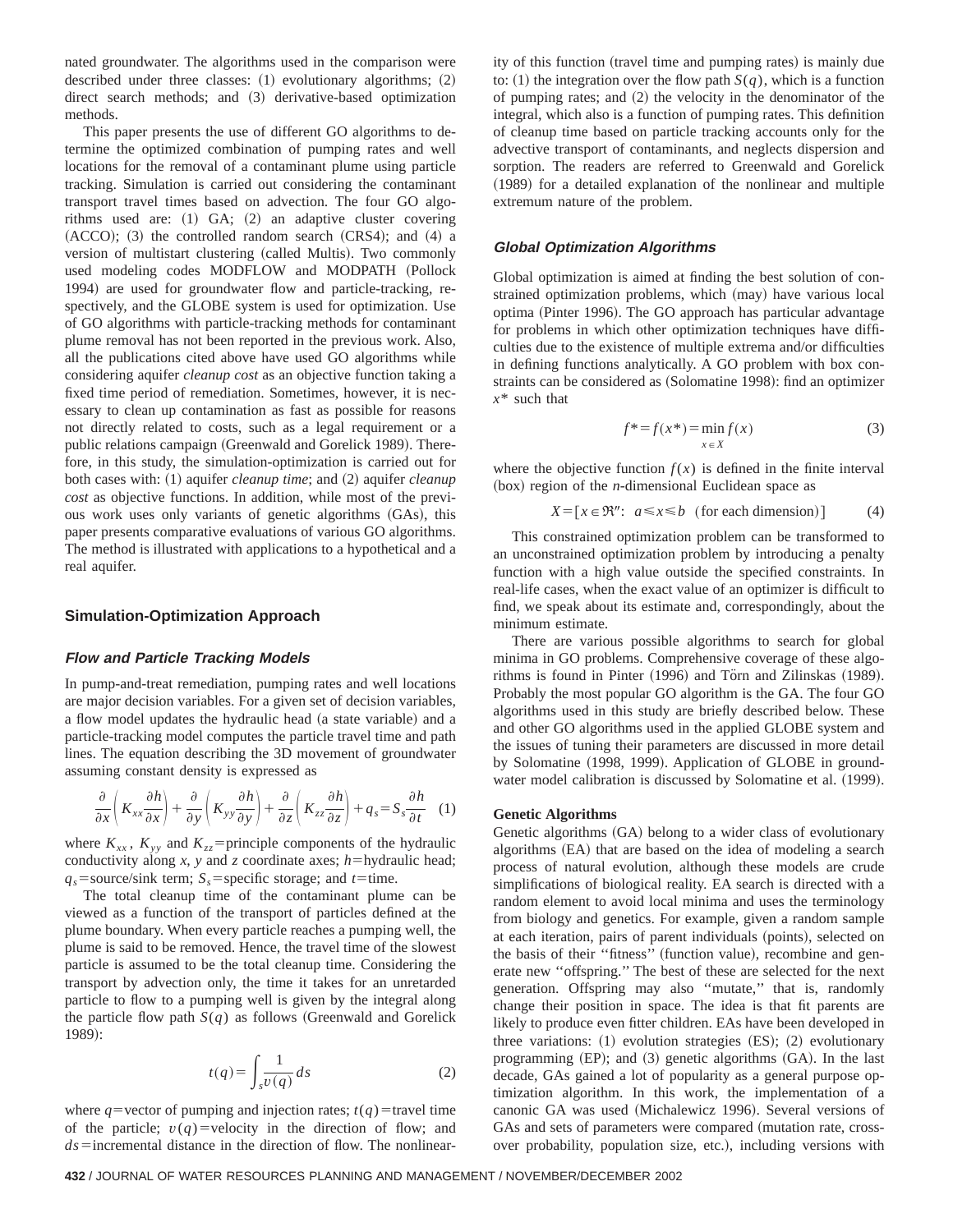nated groundwater. The algorithms used in the comparison were described under three classes: (1) evolutionary algorithms; (2) direct search methods; and (3) derivative-based optimization methods.

This paper presents the use of different GO algorithms to determine the optimized combination of pumping rates and well locations for the removal of a contaminant plume using particle tracking. Simulation is carried out considering the contaminant transport travel times based on advection. The four GO algorithms used are: (1) GA; (2) an adaptive cluster covering (ACCO); (3) the controlled random search (CRS4); and (4) a version of multistart clustering (called Multis). Two commonly used modeling codes MODFLOW and MODPATH (Pollock 1994) are used for groundwater flow and particle-tracking, respectively, and the GLOBE system is used for optimization. Use of GO algorithms with particle-tracking methods for contaminant plume removal has not been reported in the previous work. Also, all the publications cited above have used GO algorithms while considering aquifer *cleanup cost* as an objective function taking a fixed time period of remediation. Sometimes, however, it is necessary to clean up contamination as fast as possible for reasons not directly related to costs, such as a legal requirement or a public relations campaign (Greenwald and Gorelick 1989). Therefore, in this study, the simulation-optimization is carried out for both cases with: (1) aquifer *cleanup time*; and (2) aquifer *cleanup cost* as objective functions. In addition, while most of the previous work uses only variants of genetic algorithms (GAs), this paper presents comparative evaluations of various GO algorithms. The method is illustrated with applications to a hypothetical and a real aquifer.

## Simulation-Optimization Approach

### *Flow and Particle Tracking Models*

In pump-and-treat remediation, pumping rates and well locations are major decision variables. For a given set of decision variables, a flow model updates the hydraulic head (a state variable) and a particle-tracking model computes the particle travel time and path lines. The equation describing the 3D movement of groundwater assuming constant density is expressed as

$$\frac{\partial}{\partial x}\left(K_{xx}\frac{\partial h}{\partial x}\right)+\frac{\partial}{\partial y}\left(K_{yy}\frac{\partial h}{\partial y}\right)+\frac{\partial}{\partial z}\left(K_{zz}\frac{\partial h}{\partial z}\right)+q_s=S_s\frac{\partial h}{\partial t} \quad (1)$$

where $K_{xx}$, $K_{yy}$ and $K_{zz}$=principle components of the hydraulic conductivity along $x$, $y$ and $z$ coordinate axes; $h$=hydraulic head; $q_s$=source/sink term; $S_s$=specific storage; and $t$=time.

The total cleanup time of the contaminant plume can be viewed as a function of the transport of particles defined at the plume boundary. When every particle reaches a pumping well, the plume is said to be removed. Hence, the travel time of the slowest particle is assumed to be the total cleanup time. Considering the transport by advection only, the time it takes for an unretarded particle to flow to a pumping well is given by the integral along the particle flow path $S(q)$ as follows (Greenwald and Gorelick 1989):

$$t(q)=\int_{s}\frac{1}{v(q)}ds \quad (2)$$

where $q$=vector of pumping and injection rates; $t(q)$=travel time of the particle; $v(q)$=velocity in the direction of flow; and $ds$=incremental distance in the direction of flow. The nonlinearity of this function (travel time and pumping rates) is mainly due to: (1) the integration over the flow path $S(q)$, which is a function of pumping rates; and (2) the velocity in the denominator of the integral, which also is a function of pumping rates. This definition of cleanup time based on particle tracking accounts only for the advective transport of contaminants, and neglects dispersion and sorption. The readers are referred to Greenwald and Gorelick (1989) for a detailed explanation of the nonlinear and multiple extremum nature of the problem.

### *Global Optimization Algorithms*

Global optimization is aimed at finding the best solution of constrained optimization problems, which (may) have various local optima (Pinter 1996). The GO approach has particular advantage for problems in which other optimization techniques have difficulties due to the existence of multiple extrema and/or difficulties in defining functions analytically. A GO problem with box constraints can be considered as (Solomatine 1998): find an optimizer $x^*$ such that

$$f^*=f(x^*)=\min_{x\in X}f(x) \quad (3)$$

where the objective function $f(x)$ is defined in the finite interval (box) region of the $n$-dimensional Euclidean space as

$$X=[x\in\Re^n:\ a\leqslant x\leqslant b\ \ (\text{for each dimension})] \quad (4)$$

This constrained optimization problem can be transformed to an unconstrained optimization problem by introducing a penalty function with a high value outside the specified constraints. In real-life cases, when the exact value of an optimizer is difficult to find, we speak about its estimate and, correspondingly, about the minimum estimate.

There are various possible algorithms to search for global minima in GO problems. Comprehensive coverage of these algorithms is found in Pinter (1996) and Törn and Zilinskas (1989). Probably the most popular GO algorithm is the GA. The four GO algorithms used in this study are briefly described below. These and other GO algorithms used in the applied GLOBE system and the issues of tuning their parameters are discussed in more detail by Solomatine (1998, 1999). Application of GLOBE in groundwater model calibration is discussed by Solomatine et al. (1999).

#### Genetic Algorithms

Genetic algorithms (GA) belong to a wider class of evolutionary algorithms (EA) that are based on the idea of modeling a search process of natural evolution, although these models are crude simplifications of biological reality. EA search is directed with a random element to avoid local minima and uses the terminology from biology and genetics. For example, given a random sample at each iteration, pairs of parent individuals (points), selected on the basis of their "fitness" (function value), recombine and generate new "offspring." The best of these are selected for the next generation. Offspring may also "mutate," that is, randomly change their position in space. The idea is that fit parents are likely to produce even fitter children. EAs have been developed in three variations: (1) evolution strategies (ES); (2) evolutionary programming (EP); and (3) genetic algorithms (GA). In the last decade, GAs gained a lot of popularity as a general purpose optimization algorithm. In this work, the implementation of a canonic GA was used (Michalewicz 1996). Several versions of GAs and sets of parameters were compared (mutation rate, crossover probability, population size, etc.), including versions with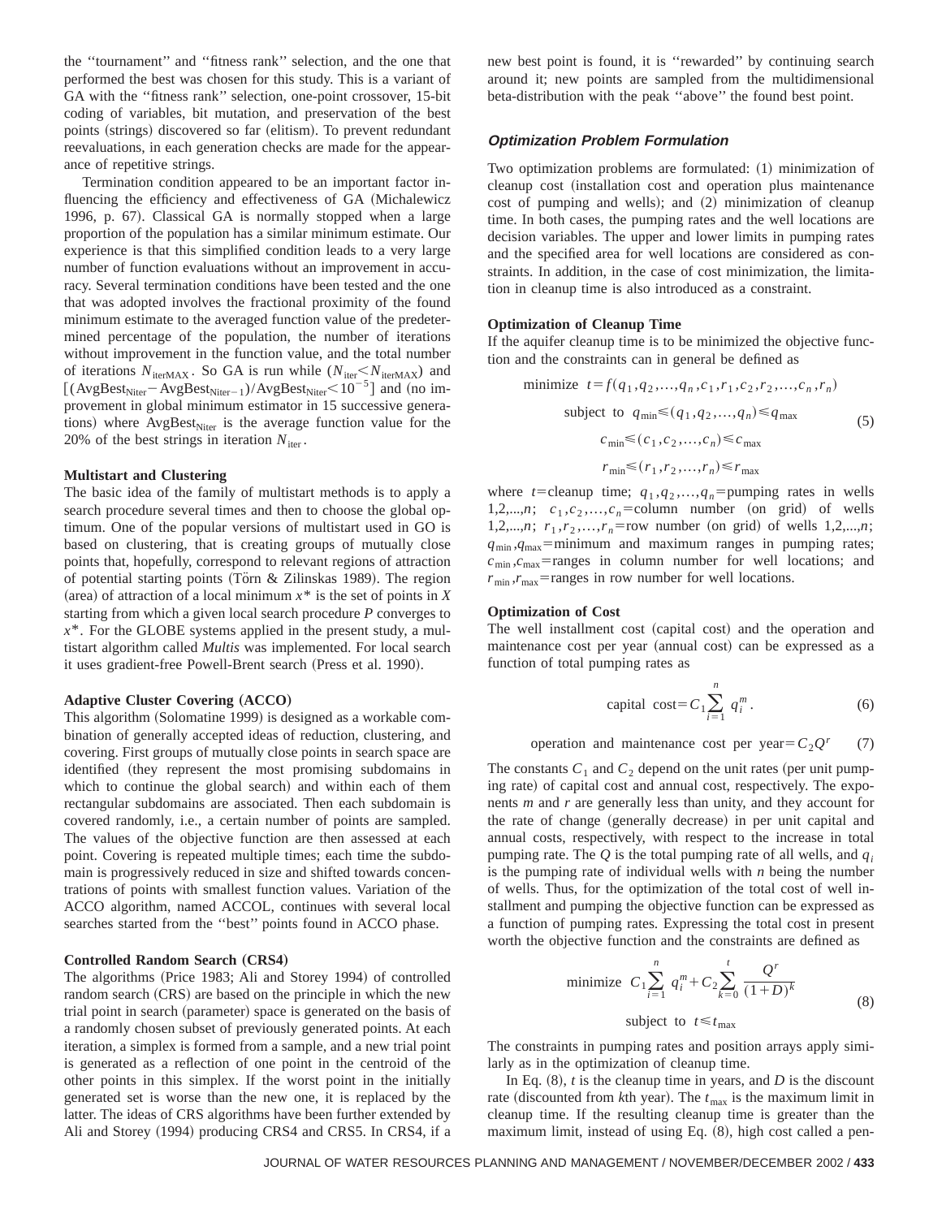the "tournament" and "fitness rank" selection, and the one that performed the best was chosen for this study. This is a variant of GA with the "fitness rank" selection, one-point crossover, 15-bit coding of variables, bit mutation, and preservation of the best points (strings) discovered so far (elitism). To prevent redundant reevaluations, in each generation checks are made for the appearance of repetitive strings.

Termination condition appeared to be an important factor influencing the efficiency and effectiveness of GA (Michalewicz 1996, p. 67). Classical GA is normally stopped when a large proportion of the population has a similar minimum estimate. Our experience is that this simplified condition leads to a very large number of function evaluations without an improvement in accuracy. Several termination conditions have been tested and the one that was adopted involves the fractional proximity of the found minimum estimate to the averaged function value of the predetermined percentage of the population, the number of iterations without improvement in the function value, and the total number of iterations $N_{\text{iterMAX}}$. So GA is run while ($N_{\text{iter}} < N_{\text{iterMAX}}$) and $[(\text{AvgBest}_{\text{Niter}} - \text{AvgBest}_{\text{Niter}-1})/\text{AvgBest}_{\text{Niter}} < 10^{-5}]$ and (no improvement in global minimum estimator in 15 successive generations) where $\text{AvgBest}_{\text{Niter}}$ is the average function value for the 20% of the best strings in iteration $N_{\text{iter}}$.

### Multistart and Clustering

The basic idea of the family of multistart methods is to apply a search procedure several times and then to choose the global optimum. One of the popular versions of multistart used in GO is based on clustering, that is creating groups of mutually close points that, hopefully, correspond to relevant regions of attraction of potential starting points (Törn & Zilinskas 1989). The region (area) of attraction of a local minimum $x^*$ is the set of points in $X$ starting from which a given local search procedure $P$ converges to $x^*$. For the GLOBE systems applied in the present study, a multistart algorithm called *Multis* was implemented. For local search it uses gradient-free Powell-Brent search (Press et al. 1990).

### Adaptive Cluster Covering (ACCO)

This algorithm (Solomatine 1999) is designed as a workable combination of generally accepted ideas of reduction, clustering, and covering. First groups of mutually close points in search space are identified (they represent the most promising subdomains in which to continue the global search) and within each of them rectangular subdomains are associated. Then each subdomain is covered randomly, i.e., a certain number of points are sampled. The values of the objective function are then assessed at each point. Covering is repeated multiple times; each time the subdomain is progressively reduced in size and shifted towards concentrations of points with smallest function values. Variation of the ACCO algorithm, named ACCOL, continues with several local searches started from the "best" points found in ACCO phase.

### Controlled Random Search (CRS4)

The algorithms (Price 1983; Ali and Storey 1994) of controlled random search (CRS) are based on the principle in which the new trial point in search (parameter) space is generated on the basis of a randomly chosen subset of previously generated points. At each iteration, a simplex is formed from a sample, and a new trial point is generated as a reflection of one point in the centroid of the other points in this simplex. If the worst point in the initially generated set is worse than the new one, it is replaced by the latter. The ideas of CRS algorithms have been further extended by Ali and Storey (1994) producing CRS4 and CRS5. In CRS4, if a new best point is found, it is "rewarded" by continuing search around it; new points are sampled from the multidimensional beta-distribution with the peak "above" the found best point.

## *Optimization Problem Formulation*

Two optimization problems are formulated: (1) minimization of cleanup cost (installation cost and operation plus maintenance cost of pumping and wells); and (2) minimization of cleanup time. In both cases, the pumping rates and the well locations are decision variables. The upper and lower limits in pumping rates and the specified area for well locations are considered as constraints. In addition, in the case of cost minimization, the limitation in cleanup time is also introduced as a constraint.

### Optimization of Cleanup Time

If the aquifer cleanup time is to be minimized the objective function and the constraints can in general be defined as

$$
\begin{aligned}
\text{minimize} \quad & t = f(q_1, q_2, \ldots, q_n, c_1, r_1, c_2, r_2, \ldots, c_n, r_n) \\
\text{subject to} \quad & q_{\min} \leqslant (q_1, q_2, \ldots, q_n) \leqslant q_{\max} \\
& c_{\min} \leqslant (c_1, c_2, \ldots, c_n) \leqslant c_{\max} \\
& r_{\min} \leqslant (r_1, r_2, \ldots, r_n) \leqslant r_{\max}
\end{aligned}
\tag{5}
$$

where $t$=cleanup time; $q_1, q_2, \ldots, q_n$=pumping rates in wells $1,2,\ldots,n$; $c_1, c_2, \ldots, c_n$=column number (on grid) of wells $1,2,\ldots,n$; $r_1, r_2, \ldots, r_n$=row number (on grid) of wells $1,2,\ldots,n$; $q_{\min}, q_{\max}$=minimum and maximum ranges in pumping rates; $c_{\min}, c_{\max}$=ranges in column number for well locations; and $r_{\min}, r_{\max}$=ranges in row number for well locations.

### Optimization of Cost

The well installment cost (capital cost) and the operation and maintenance cost per year (annual cost) can be expressed as a function of total pumping rates as

$$
\text{capital cost} = C_1 \sum_{i=1}^{n} q_i^m. \tag{6}
$$

$$
\text{operation and maintenance cost per year} = C_2 Q^r \tag{7}
$$

The constants $C_1$ and $C_2$ depend on the unit rates (per unit pumping rate) of capital cost and annual cost, respectively. The exponents $m$ and $r$ are generally less than unity, and they account for the rate of change (generally decrease) in per unit capital and annual costs, respectively, with respect to the increase in total pumping rate. The $Q$ is the total pumping rate of all wells, and $q_i$ is the pumping rate of individual wells with $n$ being the number of wells. Thus, for the optimization of the total cost of well installment and pumping the objective function can be expressed as a function of pumping rates. Expressing the total cost in present worth the objective function and the constraints are defined as

$$
\begin{aligned}
\text{minimize} \quad & C_1 \sum_{i=1}^{n} q_i^m + C_2 \sum_{k=0}^{t} \frac{Q^r}{(1+D)^k} \\
\text{subject to} \quad & t \leqslant t_{\max}
\end{aligned}
\tag{8}
$$

The constraints in pumping rates and position arrays apply similarly as in the optimization of cleanup time.

In Eq. (8), $t$ is the cleanup time in years, and $D$ is the discount rate (discounted from $k$th year). The $t_{\max}$ is the maximum limit in cleanup time. If the resulting cleanup time is greater than the maximum limit, instead of using Eq. (8), high cost called a pen-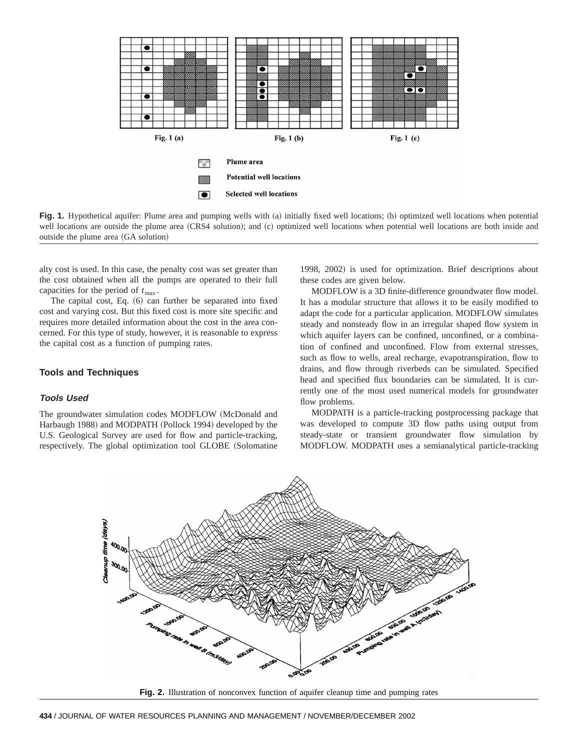Fig. 1. Hypothetical aquifer: Plume area and pumping wells with (a) initially fixed well locations; (b) optimized well locations when potential well locations are outside the plume area (CRS4 solution); and (c) optimized well locations when potential well locations are both inside and outside the plume area (GA solution)

alty cost is used. In this case, the penalty cost was set greater than the cost obtained when all the pumps are operated to their full capacities for the period of $t_{max}$.

The capital cost, Eq. (6) can further be separated into fixed cost and varying cost. But this fixed cost is more site specific and requires more detailed information about the cost in the area concerned. For this type of study, however, it is reasonable to express the capital cost as a function of pumping rates.

## Tools and Techniques

### Tools Used

The groundwater simulation codes MODFLOW (McDonald and Harbaugh 1988) and MODPATH (Pollock 1994) developed by the U.S. Geological Survey are used for flow and particle-tracking, respectively. The global optimization tool GLOBE (Solomatine 1998, 2002) is used for optimization. Brief descriptions about these codes are given below.

MODFLOW is a 3D finite-difference groundwater flow model. It has a modular structure that allows it to be easily modified to adapt the code for a particular application. MODFLOW simulates steady and nonsteady flow in an irregular shaped flow system in which aquifer layers can be confined, unconfined, or a combination of confined and unconfined. Flow from external stresses, such as flow to wells, areal recharge, evapotranspiration, flow to drains, and flow through riverbeds can be simulated. Specified head and specified flux boundaries can be simulated. It is currently one of the most used numerical models for groundwater flow problems.

MODPATH is a particle-tracking postprocessing package that was developed to compute 3D flow paths using output from steady-state or transient groundwater flow simulation by MODFLOW. MODPATH uses a semianalytical particle-tracking

Fig. 2. Illustration of nonconvex function of aquifer cleanup time and pumping rates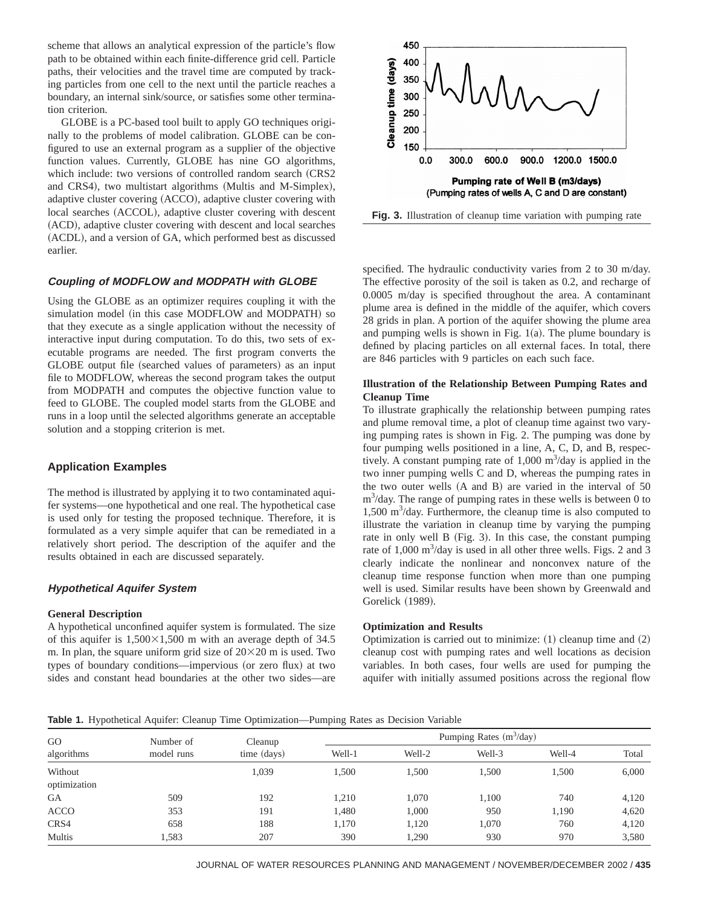scheme that allows an analytical expression of the particle's flow path to be obtained within each finite-difference grid cell. Particle paths, their velocities and the travel time are computed by tracking particles from one cell to the next until the particle reaches a boundary, an internal sink/source, or satisfies some other termination criterion.

GLOBE is a PC-based tool built to apply GO techniques originally to the problems of model calibration. GLOBE can be configured to use an external program as a supplier of the objective function values. Currently, GLOBE has nine GO algorithms, which include: two versions of controlled random search (CRS2 and CRS4), two multistart algorithms (Multis and M-Simplex), adaptive cluster covering (ACCO), adaptive cluster covering with local searches (ACCOL), adaptive cluster covering with descent (ACD), adaptive cluster covering with descent and local searches (ACDL), and a version of GA, which performed best as discussed earlier.

### Coupling of MODFLOW and MODPATH with GLOBE

Using the GLOBE as an optimizer requires coupling it with the simulation model (in this case MODFLOW and MODPATH) so that they execute as a single application without the necessity of interactive input during computation. To do this, two sets of executable programs are needed. The first program converts the GLOBE output file (searched values of parameters) as an input file to MODFLOW, whereas the second program takes the output from MODPATH and computes the objective function value to feed to GLOBE. The coupled model starts from the GLOBE and runs in a loop until the selected algorithms generate an acceptable solution and a stopping criterion is met.

## Application Examples

The method is illustrated by applying it to two contaminated aquifer systems—one hypothetical and one real. The hypothetical case is used only for testing the proposed technique. Therefore, it is formulated as a very simple aquifer that can be remediated in a relatively short period. The description of the aquifer and the results obtained in each are discussed separately.

### Hypothetical Aquifer System

#### General Description

A hypothetical unconfined aquifer system is formulated. The size of this aquifer is $1{,}500\times1{,}500$ m with an average depth of 34.5 m. In plan, the square uniform grid size of $20\times20$ m is used. Two types of boundary conditions—impervious (or zero flux) at two sides and constant head boundaries at the other two sides—are specified. The hydraulic conductivity varies from 2 to 30 m/day. The effective porosity of the soil is taken as 0.2, and recharge of 0.0005 m/day is specified throughout the area. A contaminant plume area is defined in the middle of the aquifer, which covers 28 grids in plan. A portion of the aquifer showing the plume area and pumping wells is shown in Fig. 1(a). The plume boundary is defined by placing particles on all external faces. In total, there are 846 particles with 9 particles on each such face.

Fig. 3. Illustration of cleanup time variation with pumping rate

#### Illustration of the Relationship Between Pumping Rates and Cleanup Time

To illustrate graphically the relationship between pumping rates and plume removal time, a plot of cleanup time against two varying pumping rates is shown in Fig. 2. The pumping was done by four pumping wells positioned in a line, A, C, D, and B, respectively. A constant pumping rate of 1,000 $m^3$/day is applied in the two inner pumping wells C and D, whereas the pumping rates in the two outer wells (A and B) are varied in the interval of 50 $m^3$/day. The range of pumping rates in these wells is between 0 to 1,500 $m^3$/day. Furthermore, the cleanup time is also computed to illustrate the variation in cleanup time by varying the pumping rate in only well B (Fig. 3). In this case, the constant pumping rate of 1,000 $m^3$/day is used in all other three wells. Figs. 2 and 3 clearly indicate the nonlinear and nonconvex nature of the cleanup time response function when more than one pumping well is used. Similar results have been shown by Greenwald and Gorelick (1989).

#### Optimization and Results

Optimization is carried out to minimize: (1) cleanup time and (2) cleanup cost with pumping rates and well locations as decision variables. In both cases, four wells are used for pumping the aquifer with initially assumed positions across the regional flow

**Table 1.** Hypothetical Aquifer: Cleanup Time Optimization—Pumping Rates as Decision Variable

| GO algorithms | Number of model runs | Cleanup time (days) | Pumping Rates ($m^3$/day) | | | | |
|---|---|---|---|---|---|---|---|
| | | | Well-1 | Well-2 | Well-3 | Well-4 | Total |
| Without optimization | | 1,039 | 1,500 | 1,500 | 1,500 | 1,500 | 6,000 |
| GA | 509 | 192 | 1,210 | 1,070 | 1,100 | 740 | 4,120 |
| ACCO | 353 | 191 | 1,480 | 1,000 | 950 | 1,190 | 4,620 |
| CRS4 | 658 | 188 | 1,170 | 1,120 | 1,070 | 760 | 4,120 |
| Multis | 1,583 | 207 | 390 | 1,290 | 930 | 970 | 3,580 |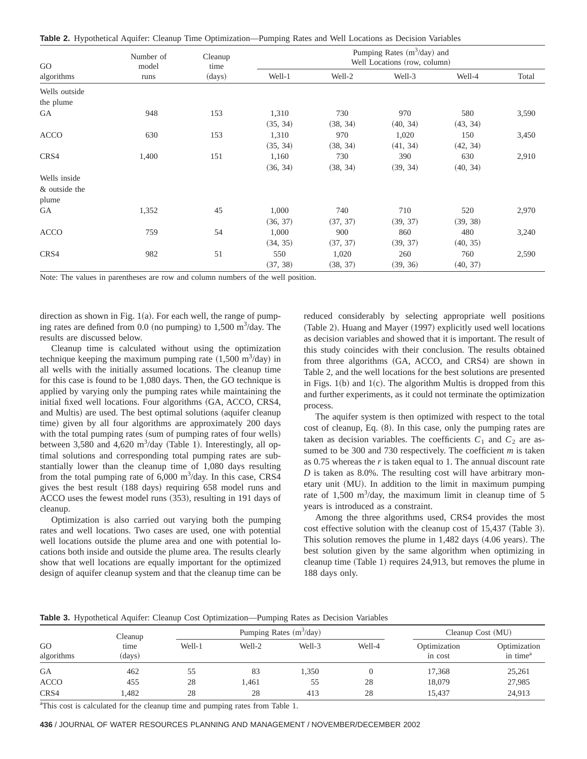**Table 2.** Hypothetical Aquifer: Cleanup Time Optimization—Pumping Rates and Well Locations as Decision Variables

| GO algorithms | Number of model runs | Cleanup time (days) | Pumping Rates ($m^3$/day) and Well Locations (row, column) | | | | |
|---|---|---|---|---|---|---|---|
| | | | Well-1 | Well-2 | Well-3 | Well-4 | Total |
| Wells outside the plume | | | | | | | |
| GA | 948 | 153 | 1,310 (35, 34) | 730 (38, 34) | 970 (40, 34) | 580 (43, 34) | 3,590 |
| ACCO | 630 | 153 | 1,310 (35, 34) | 970 (38, 34) | 1,020 (41, 34) | 150 (42, 34) | 3,450 |
| CRS4 | 1,400 | 151 | 1,160 (36, 34) | 730 (38, 34) | 390 (39, 34) | 630 (40, 34) | 2,910 |
| Wells inside & outside the plume | | | | | | | |
| GA | 1,352 | 45 | 1,000 (36, 37) | 740 (37, 37) | 710 (39, 37) | 520 (39, 38) | 2,970 |
| ACCO | 759 | 54 | 1,000 (34, 35) | 900 (37, 37) | 860 (39, 37) | 480 (40, 35) | 3,240 |
| CRS4 | 982 | 51 | 550 (37, 38) | 1,020 (38, 37) | 260 (39, 36) | 760 (40, 37) | 2,590 |

Note: The values in parentheses are row and column numbers of the well position.

direction as shown in Fig. 1(a). For each well, the range of pumping rates are defined from 0.0 (no pumping) to 1,500 $m^3$/day. The results are discussed below.

Cleanup time is calculated without using the optimization technique keeping the maximum pumping rate (1,500 $m^3$/day) in all wells with the initially assumed locations. The cleanup time for this case is found to be 1,080 days. Then, the GO technique is applied by varying only the pumping rates while maintaining the initial fixed well locations. Four algorithms (GA, ACCO, CRS4, and Multis) are used. The best optimal solutions (aquifer cleanup time) given by all four algorithms are approximately 200 days with the total pumping rates (sum of pumping rates of four wells) between 3,580 and 4,620 $m^3$/day (Table 1). Interestingly, all optimal solutions and corresponding total pumping rates are substantially lower than the cleanup time of 1,080 days resulting from the total pumping rate of 6,000 $m^3$/day. In this case, CRS4 gives the best result (188 days) requiring 658 model runs and ACCO uses the fewest model runs (353), resulting in 191 days of cleanup.

Optimization is also carried out varying both the pumping rates and well locations. Two cases are used, one with potential well locations outside the plume area and one with potential locations both inside and outside the plume area. The results clearly show that well locations are equally important for the optimized design of aquifer cleanup system and that the cleanup time can be reduced considerably by selecting appropriate well positions (Table 2). Huang and Mayer (1997) explicitly used well locations as decision variables and showed that it is important. The result of this study coincides with their conclusion. The results obtained from three algorithms (GA, ACCO, and CRS4) are shown in Table 2, and the well locations for the best solutions are presented in Figs. 1(b) and 1(c). The algorithm Multis is dropped from this and further experiments, as it could not terminate the optimization process.

The aquifer system is then optimized with respect to the total cost of cleanup, Eq. (8). In this case, only the pumping rates are taken as decision variables. The coefficients $C_1$ and $C_2$ are assumed to be 300 and 730 respectively. The coefficient $m$ is taken as 0.75 whereas the $r$ is taken equal to 1. The annual discount rate $D$ is taken as 8.0%. The resulting cost will have arbitrary monetary unit (MU). In addition to the limit in maximum pumping rate of 1,500 $m^3$/day, the maximum limit in cleanup time of 5 years is introduced as a constraint.

Among the three algorithms used, CRS4 provides the most cost effective solution with the cleanup cost of 15,437 (Table 3). This solution removes the plume in 1,482 days (4.06 years). The best solution given by the same algorithm when optimizing in cleanup time (Table 1) requires 24,913, but removes the plume in 188 days only.

**Table 3.** Hypothetical Aquifer: Cleanup Cost Optimization—Pumping Rates as Decision Variables

| GO algorithms | Cleanup time (days) | Pumping Rates ($m^3$/day) | | | | Cleanup Cost (MU) | |
|---|---|---|---|---|---|---|---|
| | | Well-1 | Well-2 | Well-3 | Well-4 | Optimization in cost | Optimization in time[a] |
| GA | 462 | 55 | 83 | 1,350 | 0 | 17,368 | 25,261 |
| ACCO | 455 | 28 | 1,461 | 55 | 28 | 18,079 | 27,985 |
| CRS4 | 1,482 | 28 | 28 | 413 | 28 | 15,437 | 24,913 |

[a]This cost is calculated for the cleanup time and pumping rates from Table 1.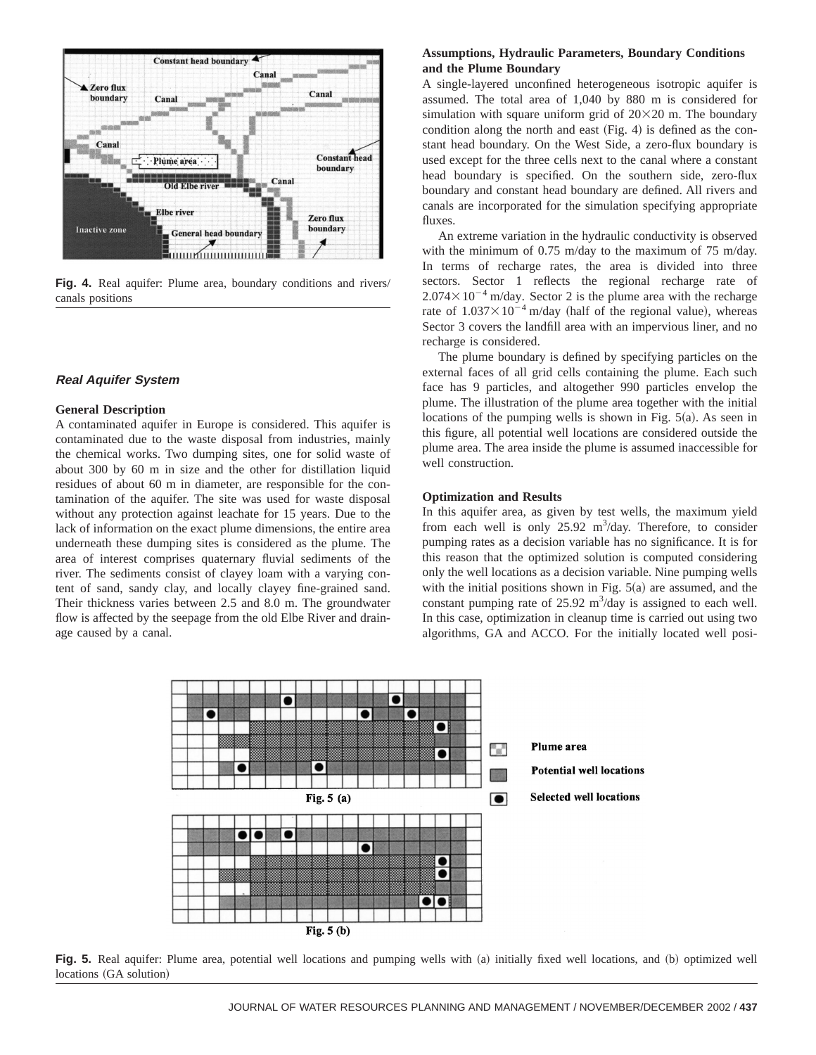Fig. 4. Real aquifer: Plume area, boundary conditions and rivers/canals positions

### Real Aquifer System

#### General Description

A contaminated aquifer in Europe is considered. This aquifer is contaminated due to the waste disposal from industries, mainly the chemical works. Two dumping sites, one for solid waste of about 300 by 60 m in size and the other for distillation liquid residues of about 60 m in diameter, are responsible for the contamination of the aquifer. The site was used for waste disposal without any protection against leachate for 15 years. Due to the lack of information on the exact plume dimensions, the entire area underneath these dumping sites is considered as the plume. The area of interest comprises quaternary fluvial sediments of the river. The sediments consist of clayey loam with a varying content of sand, sandy clay, and locally clayey fine-grained sand. Their thickness varies between 2.5 and 8.0 m. The groundwater flow is affected by the seepage from the old Elbe River and drainage caused by a canal.

#### Assumptions, Hydraulic Parameters, Boundary Conditions and the Plume Boundary

A single-layered unconfined heterogeneous isotropic aquifer is assumed. The total area of 1,040 by 880 m is considered for simulation with square uniform grid of $20\times20$ m. The boundary condition along the north and east (Fig. 4) is defined as the constant head boundary. On the West Side, a zero-flux boundary is used except for the three cells next to the canal where a constant head boundary is specified. On the southern side, zero-flux boundary and constant head boundary are defined. All rivers and canals are incorporated for the simulation specifying appropriate fluxes.

An extreme variation in the hydraulic conductivity is observed with the minimum of 0.75 m/day to the maximum of 75 m/day. In terms of recharge rates, the area is divided into three sectors. Sector 1 reflects the regional recharge rate of $2.074\times10^{-4}$ m/day. Sector 2 is the plume area with the recharge rate of $1.037\times10^{-4}$ m/day (half of the regional value), whereas Sector 3 covers the landfill area with an impervious liner, and no recharge is considered.

The plume boundary is defined by specifying particles on the external faces of all grid cells containing the plume. Each such face has 9 particles, and altogether 990 particles envelop the plume. The illustration of the plume area together with the initial locations of the pumping wells is shown in Fig. 5(a). As seen in this figure, all potential well locations are considered outside the plume area. The area inside the plume is assumed inaccessible for well construction.

#### Optimization and Results

In this aquifer area, as given by test wells, the maximum yield from each well is only 25.92 $m^3$/day. Therefore, to consider pumping rates as a decision variable has no significance. It is for this reason that the optimized solution is computed considering only the well locations as a decision variable. Nine pumping wells with the initial positions shown in Fig. 5(a) are assumed, and the constant pumping rate of 25.92 $m^3$/day is assigned to each well. In this case, optimization in cleanup time is carried out using two algorithms, GA and ACCO. For the initially located well posi-

Fig. 5. Real aquifer: Plume area, potential well locations and pumping wells with (a) initially fixed well locations, and (b) optimized well locations (GA solution)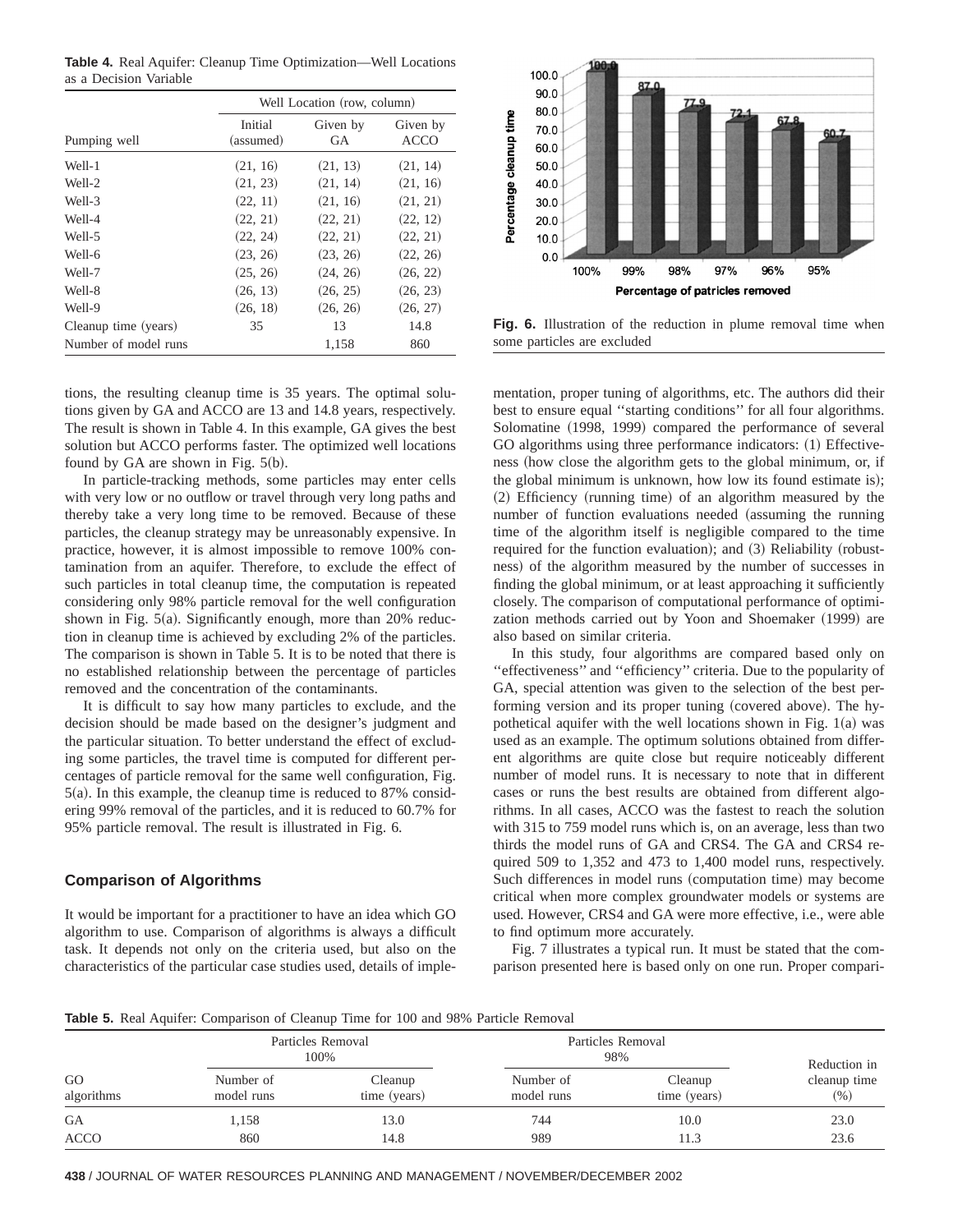**Table 4.** Real Aquifer: Cleanup Time Optimization—Well Locations as a Decision Variable

| Pumping well | Well Location (row, column) | | |
|---|---|---|---|
| | Initial (assumed) | Given by GA | Given by ACCO |
| Well-1 | (21, 16) | (21, 13) | (21, 14) |
| Well-2 | (21, 23) | (21, 14) | (21, 16) |
| Well-3 | (22, 11) | (21, 16) | (21, 21) |
| Well-4 | (22, 21) | (22, 21) | (22, 12) |
| Well-5 | (22, 24) | (22, 21) | (22, 21) |
| Well-6 | (23, 26) | (23, 26) | (22, 26) |
| Well-7 | (25, 26) | (24, 26) | (26, 22) |
| Well-8 | (26, 13) | (26, 25) | (26, 23) |
| Well-9 | (26, 18) | (26, 26) | (26, 27) |
| Cleanup time (years) | 35 | 13 | 14.8 |
| Number of model runs | | 1,158 | 860 |

tions, the resulting cleanup time is 35 years. The optimal solutions given by GA and ACCO are 13 and 14.8 years, respectively. The result is shown in Table 4. In this example, GA gives the best solution but ACCO performs faster. The optimized well locations found by GA are shown in Fig. 5(b).

In particle-tracking methods, some particles may enter cells with very low or no outflow or travel through very long paths and thereby take a very long time to be removed. Because of these particles, the cleanup strategy may be unreasonably expensive. In practice, however, it is almost impossible to remove 100% contamination from an aquifer. Therefore, to exclude the effect of such particles in total cleanup time, the computation is repeated considering only 98% particle removal for the well configuration shown in Fig. 5(a). Significantly enough, more than 20% reduction in cleanup time is achieved by excluding 2% of the particles. The comparison is shown in Table 5. It is to be noted that there is no established relationship between the percentage of particles removed and the concentration of the contaminants.

It is difficult to say how many particles to exclude, and the decision should be made based on the designer's judgment and the particular situation. To better understand the effect of excluding some particles, the travel time is computed for different percentages of particle removal for the same well configuration, Fig. 5(a). In this example, the cleanup time is reduced to 87% considering 99% removal of the particles, and it is reduced to 60.7% for 95% particle removal. The result is illustrated in Fig. 6.

**Fig. 6.** Illustration of the reduction in plume removal time when some particles are excluded

## Comparison of Algorithms

It would be important for a practitioner to have an idea which GO algorithm to use. Comparison of algorithms is always a difficult task. It depends not only on the criteria used, but also on the characteristics of the particular case studies used, details of implementation, proper tuning of algorithms, etc. The authors did their best to ensure equal "starting conditions" for all four algorithms. Solomatine (1998, 1999) compared the performance of several GO algorithms using three performance indicators: (1) Effectiveness (how close the algorithm gets to the global minimum, or, if the global minimum is unknown, how low its found estimate is); (2) Efficiency (running time) of an algorithm measured by the number of function evaluations needed (assuming the running time of the algorithm itself is negligible compared to the time required for the function evaluation); and (3) Reliability (robustness) of the algorithm measured by the number of successes in finding the global minimum, or at least approaching it sufficiently closely. The comparison of computational performance of optimization methods carried out by Yoon and Shoemaker (1999) are also based on similar criteria.

In this study, four algorithms are compared based only on "effectiveness" and "efficiency" criteria. Due to the popularity of GA, special attention was given to the selection of the best performing version and its proper tuning (covered above). The hypothetical aquifer with the well locations shown in Fig. 1(a) was used as an example. The optimum solutions obtained from different algorithms are quite close but require noticeably different number of model runs. It is necessary to note that in different cases or runs the best results are obtained from different algorithms. In all cases, ACCO was the fastest to reach the solution with 315 to 759 model runs which is, on an average, less than two thirds the model runs of GA and CRS4. The GA and CRS4 required 509 to 1,352 and 473 to 1,400 model runs, respectively. Such differences in model runs (computation time) may become critical when more complex groundwater models or systems are used. However, CRS4 and GA were more effective, i.e., were able to find optimum more accurately.

Fig. 7 illustrates a typical run. It must be stated that the comparison presented here is based only on one run. Proper compari-

**Table 5.** Real Aquifer: Comparison of Cleanup Time for 100 and 98% Particle Removal

| GO algorithms | Particles Removal 100% | | Particles Removal 98% | | Reduction in cleanup time (%) |
|---|---|---|---|---|---|
| | Number of model runs | Cleanup time (years) | Number of model runs | Cleanup time (years) | |
| GA | 1,158 | 13.0 | 744 | 10.0 | 23.0 |
| ACCO | 860 | 14.8 | 989 | 11.3 | 23.6 |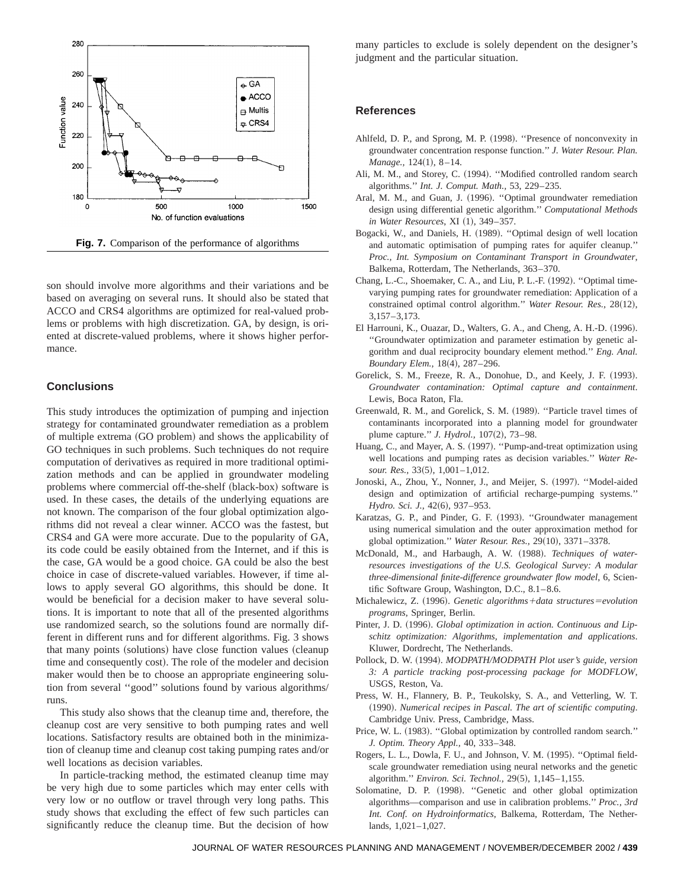Fig. 7. Comparison of the performance of algorithms

son should involve more algorithms and their variations and be based on averaging on several runs. It should also be stated that ACCO and CRS4 algorithms are optimized for real-valued problems or problems with high discretization. GA, by design, is oriented at discrete-valued problems, where it shows higher performance.

## Conclusions

This study introduces the optimization of pumping and injection strategy for contaminated groundwater remediation as a problem of multiple extrema (GO problem) and shows the applicability of GO techniques in such problems. Such techniques do not require computation of derivatives as required in more traditional optimization methods and can be applied in groundwater modeling problems where commercial off-the-shelf (black-box) software is used. In these cases, the details of the underlying equations are not known. The comparison of the four global optimization algorithms did not reveal a clear winner. ACCO was the fastest, but CRS4 and GA were more accurate. Due to the popularity of GA, its code could be easily obtained from the Internet, and if this is the case, GA would be a good choice. GA could be also the best choice in case of discrete-valued variables. However, if time allows to apply several GO algorithms, this should be done. It would be beneficial for a decision maker to have several solutions. It is important to note that all of the presented algorithms use randomized search, so the solutions found are normally different in different runs and for different algorithms. Fig. 3 shows that many points (solutions) have close function values (cleanup time and consequently cost). The role of the modeler and decision maker would then be to choose an appropriate engineering solution from several ''good'' solutions found by various algorithms/runs.

This study also shows that the cleanup time and, therefore, the cleanup cost are very sensitive to both pumping rates and well locations. Satisfactory results are obtained both in the minimization of cleanup time and cleanup cost taking pumping rates and/or well locations as decision variables.

In particle-tracking method, the estimated cleanup time may be very high due to some particles which may enter cells with very low or no outflow or travel through very long paths. This study shows that excluding the effect of few such particles can significantly reduce the cleanup time. But the decision of how many particles to exclude is solely dependent on the designer's judgment and the particular situation.

## References

Ahlfeld, D. P., and Sprong, M. P. (1998). ''Presence of nonconvexity in groundwater concentration response function.'' *J. Water Resour. Plan. Manage.*, 124(1), 8–14.

Ali, M. M., and Storey, C. (1994). ''Modified controlled random search algorithms.'' *Int. J. Comput. Math.*, 53, 229–235.

Aral, M. M., and Guan, J. (1996). ''Optimal groundwater remediation design using differential genetic algorithm.'' *Computational Methods in Water Resources*, XI (1), 349–357.

Bogacki, W., and Daniels, H. (1989). ''Optimal design of well location and automatic optimisation of pumping rates for aquifer cleanup.'' *Proc., Int. Symposium on Contaminant Transport in Groundwater*, Balkema, Rotterdam, The Netherlands, 363–370.

Chang, L.-C., Shoemaker, C. A., and Liu, P. L.-F. (1992). ''Optimal time-varying pumping rates for groundwater remediation: Application of a constrained optimal control algorithm.'' *Water Resour. Res.*, 28(12), 3,157–3,173.

El Harrouni, K., Ouazar, D., Walters, G. A., and Cheng, A. H.-D. (1996). ''Groundwater optimization and parameter estimation by genetic algorithm and dual reciprocity boundary element method.'' *Eng. Anal. Boundary Elem.*, 18(4), 287–296.

Gorelick, S. M., Freeze, R. A., Donohue, D., and Keely, J. F. (1993). *Groundwater contamination: Optimal capture and containment*. Lewis, Boca Raton, Fla.

Greenwald, R. M., and Gorelick, S. M. (1989). ''Particle travel times of contaminants incorporated into a planning model for groundwater plume capture.'' *J. Hydrol.*, 107(2), 73–98.

Huang, C., and Mayer, A. S. (1997). ''Pump-and-treat optimization using well locations and pumping rates as decision variables.'' *Water Resour. Res.*, 33(5), 1,001–1,012.

Jonoski, A., Zhou, Y., Nonner, J., and Meijer, S. (1997). ''Model-aided design and optimization of artificial recharge-pumping systems.'' *Hydro. Sci. J.*, 42(6), 937–953.

Karatzas, G. P., and Pinder, G. F. (1993). ''Groundwater management using numerical simulation and the outer approximation method for global optimization.'' *Water Resour. Res.*, 29(10), 3371–3378.

McDonald, M., and Harbaugh, A. W. (1988). *Techniques of water-resources investigations of the U.S. Geological Survey: A modular three-dimensional finite-difference groundwater flow model*, 6, Scientific Software Group, Washington, D.C., 8.1–8.6.

Michalewicz, Z. (1996). *Genetic algorithms+data structures=evolution programs*, Springer, Berlin.

Pinter, J. D. (1996). *Global optimization in action. Continuous and Lipschitz optimization: Algorithms, implementation and applications*. Kluwer, Dordrecht, The Netherlands.

Pollock, D. W. (1994). *MODPATH/MODPATH Plot user's guide, version 3: A particle tracking post-processing package for MODFLOW*, USGS, Reston, Va.

Press, W. H., Flannery, B. P., Teukolsky, S. A., and Vetterling, W. T. (1990). *Numerical recipes in Pascal. The art of scientific computing*. Cambridge Univ. Press, Cambridge, Mass.

Price, W. L. (1983). ''Global optimization by controlled random search.'' *J. Optim. Theory Appl.*, 40, 333–348.

Rogers, L. L., Dowla, F. U., and Johnson, V. M. (1995). ''Optimal field-scale groundwater remediation using neural networks and the genetic algorithm.'' *Environ. Sci. Technol.*, 29(5), 1,145–1,155.

Solomatine, D. P. (1998). ''Genetic and other global optimization algorithms—comparison and use in calibration problems.'' *Proc., 3rd Int. Conf. on Hydroinformatics*, Balkema, Rotterdam, The Netherlands, 1,021–1,027.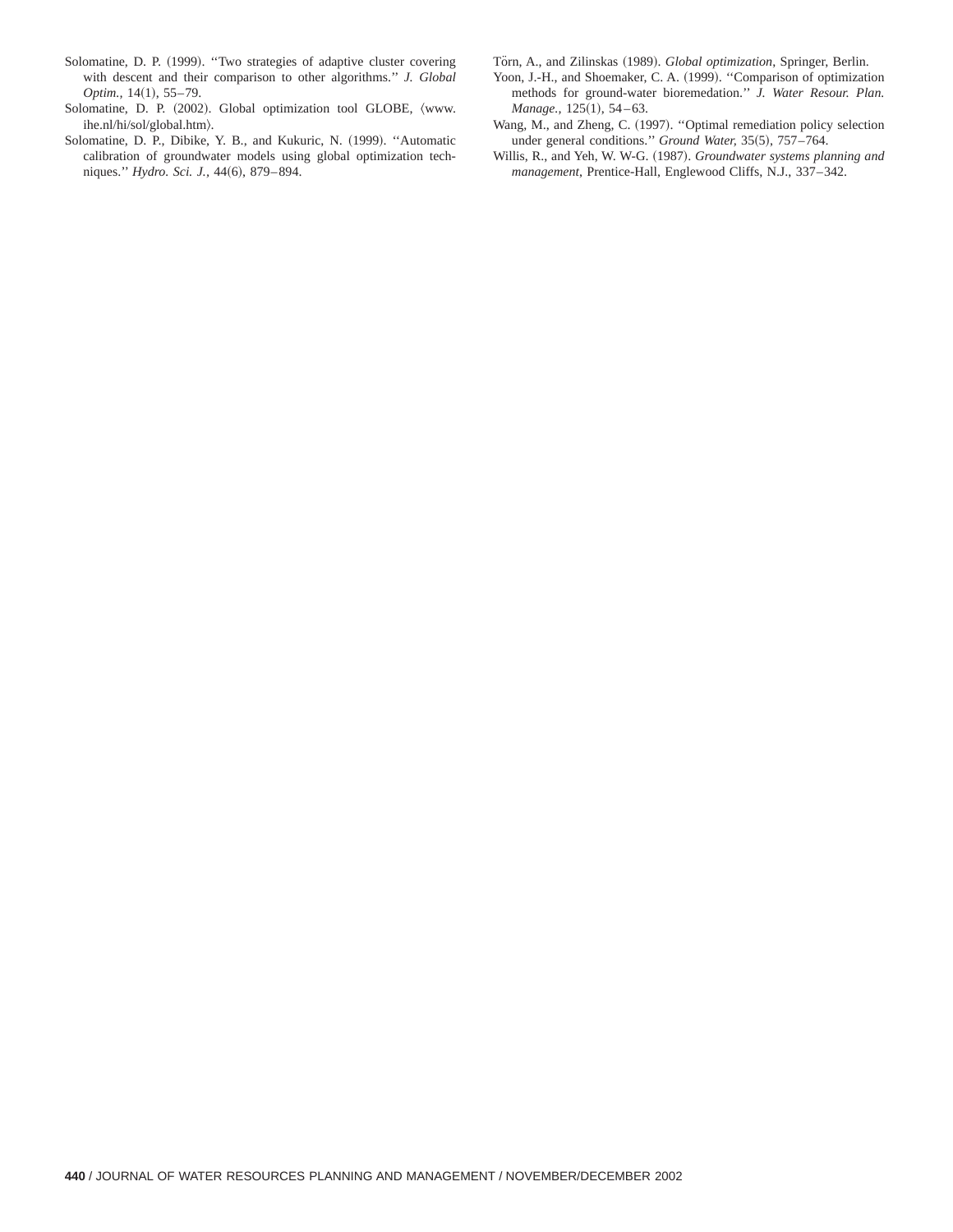Solomatine, D. P. (1999). ''Two strategies of adaptive cluster covering with descent and their comparison to other algorithms.'' *J. Global Optim.*, 14(1), 55–79.

Solomatine, D. P. (2002). Global optimization tool GLOBE, ⟨www.ihe.nl/hi/sol/global.htm⟩.

Solomatine, D. P., Dibike, Y. B., and Kukuric, N. (1999). ''Automatic calibration of groundwater models using global optimization techniques.'' *Hydro. Sci. J.*, 44(6), 879–894.

Törn, A., and Zilinskas (1989). *Global optimization*, Springer, Berlin.

Yoon, J.-H., and Shoemaker, C. A. (1999). ''Comparison of optimization methods for ground-water bioremedation.'' *J. Water Resour. Plan. Manage.*, 125(1), 54–63.

Wang, M., and Zheng, C. (1997). ''Optimal remediation policy selection under general conditions.'' *Ground Water*, 35(5), 757–764.

Willis, R., and Yeh, W. W-G. (1987). *Groundwater systems planning and management*, Prentice-Hall, Englewood Cliffs, N.J., 337–342.